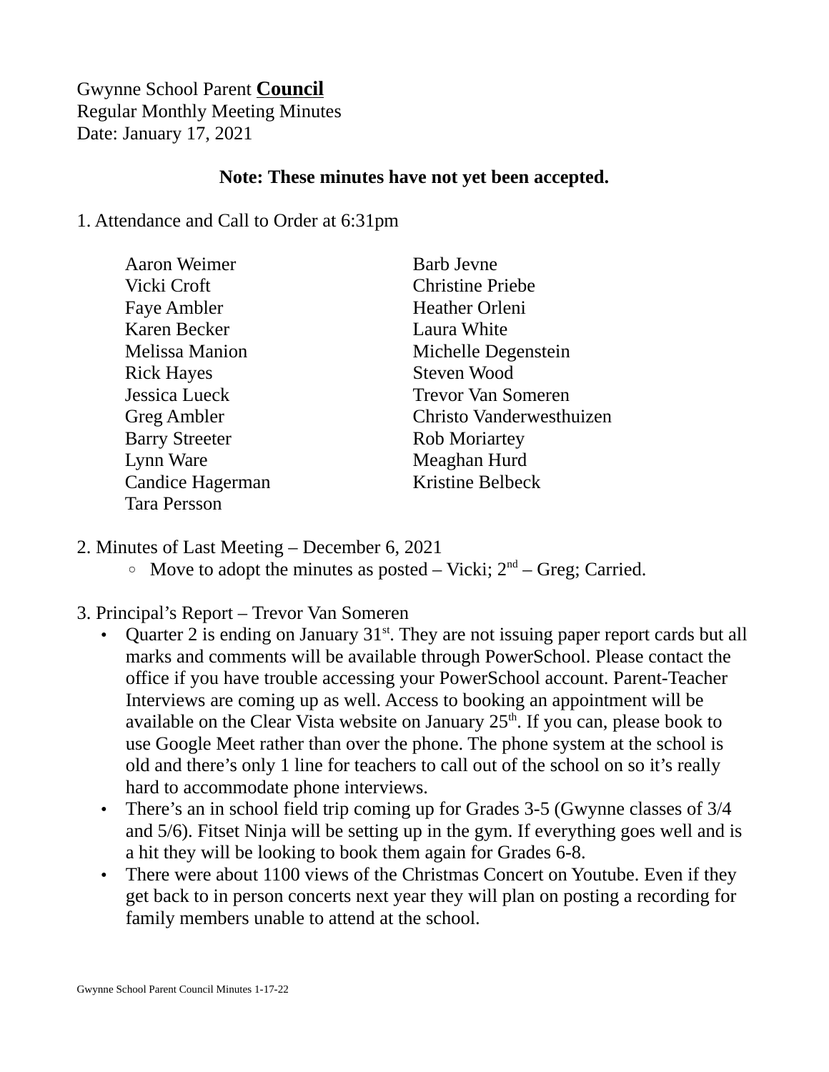Gwynne School Parent **Council**
Regular Monthly Meeting Minutes
Date: January 17, 2021

**Note: These minutes have not yet been accepted.**

1. Attendance and Call to Order at 6:31pm

Aaron Weimer
Vicki Croft
Faye Ambler
Karen Becker
Melissa Manion
Rick Hayes
Jessica Lueck
Greg Ambler
Barry Streeter
Lynn Ware
Candice Hagerman
Tara Persson
Barb Jevne
Christine Priebe
Heather Orleni
Laura White
Michelle Degenstein
Steven Wood
Trevor Van Someren
Christo Vanderwesthuizen
Rob Moriartey
Meaghan Hurd
Kristine Belbeck

2. Minutes of Last Meeting – December 6, 2021
   - Move to adopt the minutes as posted – Vicki; 2nd – Greg; Carried.

3. Principal's Report – Trevor Van Someren
   - Quarter 2 is ending on January 31st. They are not issuing paper report cards but all marks and comments will be available through PowerSchool. Please contact the office if you have trouble accessing your PowerSchool account. Parent-Teacher Interviews are coming up as well. Access to booking an appointment will be available on the Clear Vista website on January 25th. If you can, please book to use Google Meet rather than over the phone. The phone system at the school is old and there's only 1 line for teachers to call out of the school on so it's really hard to accommodate phone interviews.
   - There's an in school field trip coming up for Grades 3-5 (Gwynne classes of 3/4 and 5/6). Fitset Ninja will be setting up in the gym. If everything goes well and is a hit they will be looking to book them again for Grades 6-8.
   - There were about 1100 views of the Christmas Concert on Youtube. Even if they get back to in person concerts next year they will plan on posting a recording for family members unable to attend at the school.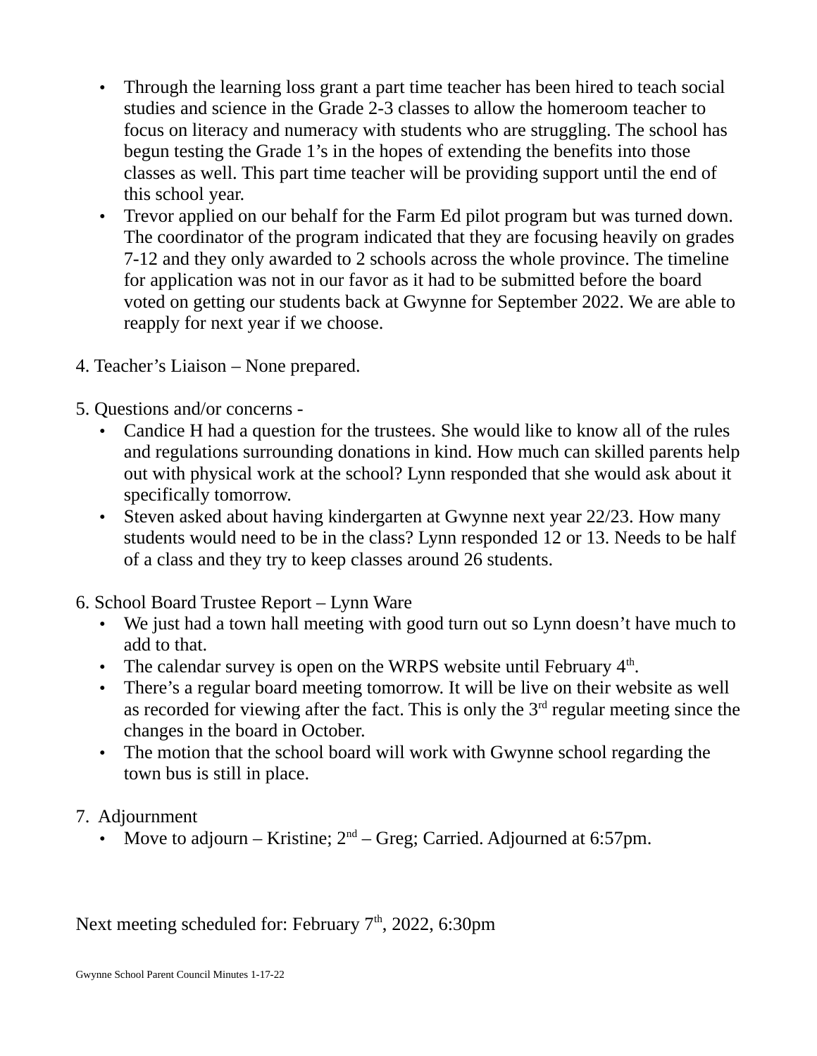- Through the learning loss grant a part time teacher has been hired to teach social studies and science in the Grade 2-3 classes to allow the homeroom teacher to focus on literacy and numeracy with students who are struggling. The school has begun testing the Grade 1's in the hopes of extending the benefits into those classes as well. This part time teacher will be providing support until the end of this school year.
- Trevor applied on our behalf for the Farm Ed pilot program but was turned down. The coordinator of the program indicated that they are focusing heavily on grades 7-12 and they only awarded to 2 schools across the whole province. The timeline for application was not in our favor as it had to be submitted before the board voted on getting our students back at Gwynne for September 2022. We are able to reapply for next year if we choose.

4. Teacher's Liaison – None prepared.

5. Questions and/or concerns -
   - Candice H had a question for the trustees. She would like to know all of the rules and regulations surrounding donations in kind. How much can skilled parents help out with physical work at the school? Lynn responded that she would ask about it specifically tomorrow.
   - Steven asked about having kindergarten at Gwynne next year 22/23. How many students would need to be in the class? Lynn responded 12 or 13. Needs to be half of a class and they try to keep classes around 26 students.

6. School Board Trustee Report – Lynn Ware
   - We just had a town hall meeting with good turn out so Lynn doesn't have much to add to that.
   - The calendar survey is open on the WRPS website until February 4th.
   - There's a regular board meeting tomorrow. It will be live on their website as well as recorded for viewing after the fact. This is only the 3rd regular meeting since the changes in the board in October.
   - The motion that the school board will work with Gwynne school regarding the town bus is still in place.

7. Adjournment
   - Move to adjourn – Kristine; 2nd – Greg; Carried. Adjourned at 6:57pm.

Next meeting scheduled for: February 7th, 2022, 6:30pm